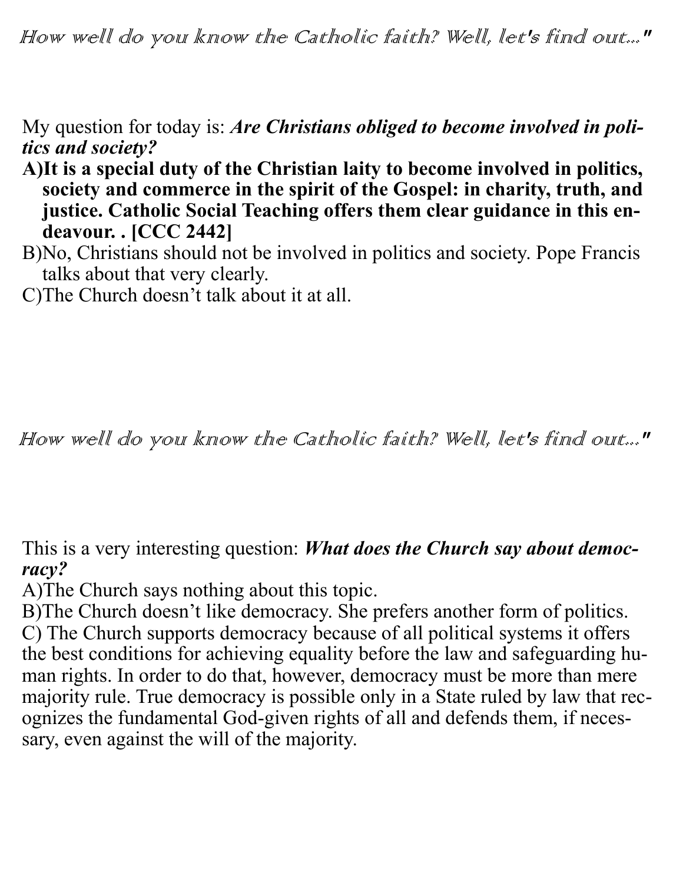*How well do you know the Catholic faith? Well, let's find out..."*

My question for today is: ***Are Christians obliged to become involved in politics and society?***

**A)It is a special duty of the Christian laity to become involved in politics, society and commerce in the spirit of the Gospel: in charity, truth, and justice. Catholic Social Teaching offers them clear guidance in this endeavour. . [CCC 2442]**

B)No, Christians should not be involved in politics and society. Pope Francis talks about that very clearly.

C)The Church doesn't talk about it at all.

*How well do you know the Catholic faith? Well, let's find out..."*

This is a very interesting question: ***What does the Church say about democracy?***

A)The Church says nothing about this topic.

B)The Church doesn't like democracy. She prefers another form of politics.

C) The Church supports democracy because of all political systems it offers the best conditions for achieving equality before the law and safeguarding human rights. In order to do that, however, democracy must be more than mere majority rule. True democracy is possible only in a State ruled by law that recognizes the fundamental God-given rights of all and defends them, if necessary, even against the will of the majority.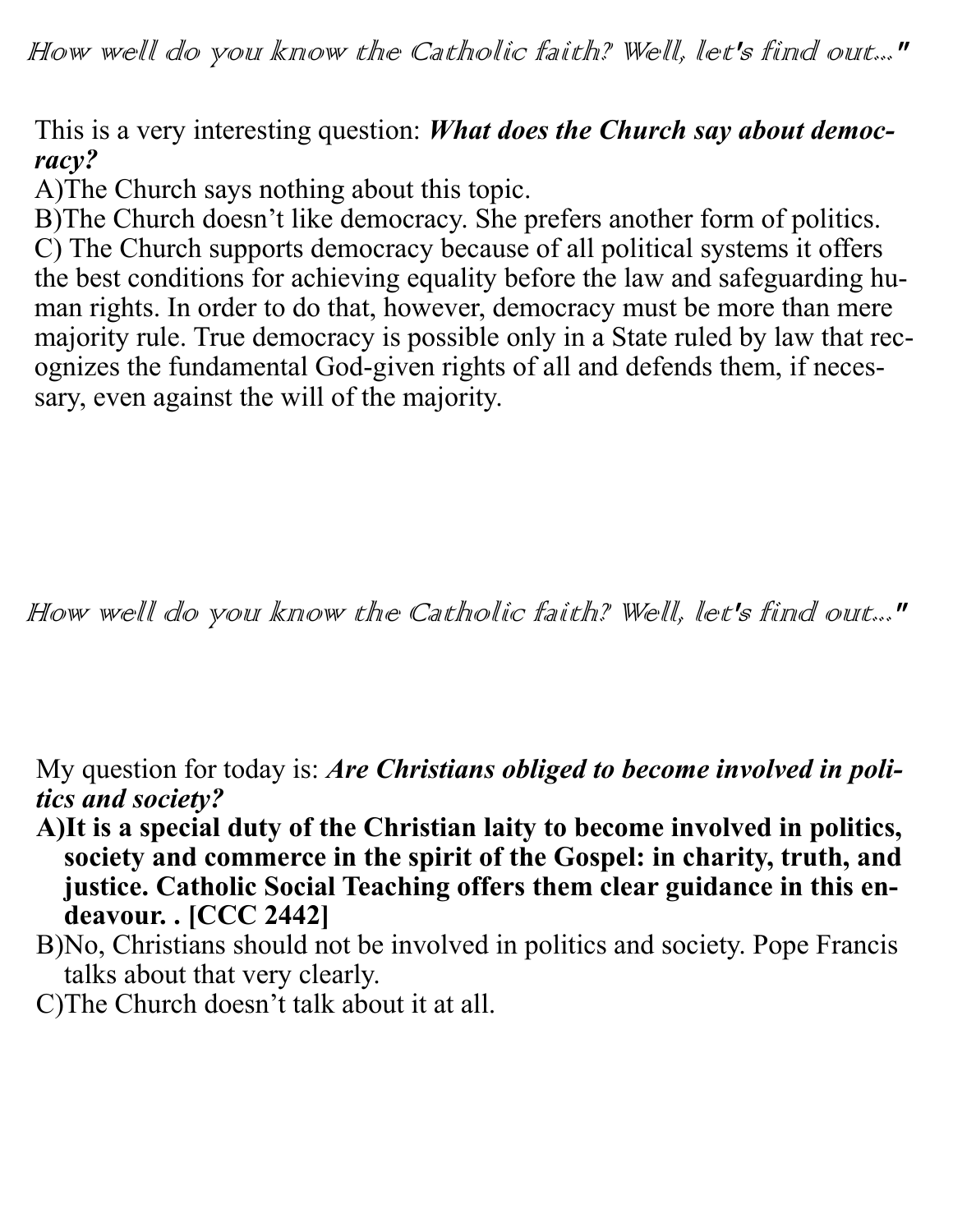*How well do you know the Catholic faith? Well, let's find out..."*

This is a very interesting question: ***What does the Church say about democracy?***

A)The Church says nothing about this topic.

B)The Church doesn't like democracy. She prefers another form of politics.

C) The Church supports democracy because of all political systems it offers the best conditions for achieving equality before the law and safeguarding human rights. In order to do that, however, democracy must be more than mere majority rule. True democracy is possible only in a State ruled by law that recognizes the fundamental God-given rights of all and defends them, if necessary, even against the will of the majority.

*How well do you know the Catholic faith? Well, let's find out..."*

My question for today is: ***Are Christians obliged to become involved in politics and society?***

**A)It is a special duty of the Christian laity to become involved in politics, society and commerce in the spirit of the Gospel: in charity, truth, and justice. Catholic Social Teaching offers them clear guidance in this endeavour. . [CCC 2442]**

B)No, Christians should not be involved in politics and society. Pope Francis talks about that very clearly.

C)The Church doesn't talk about it at all.